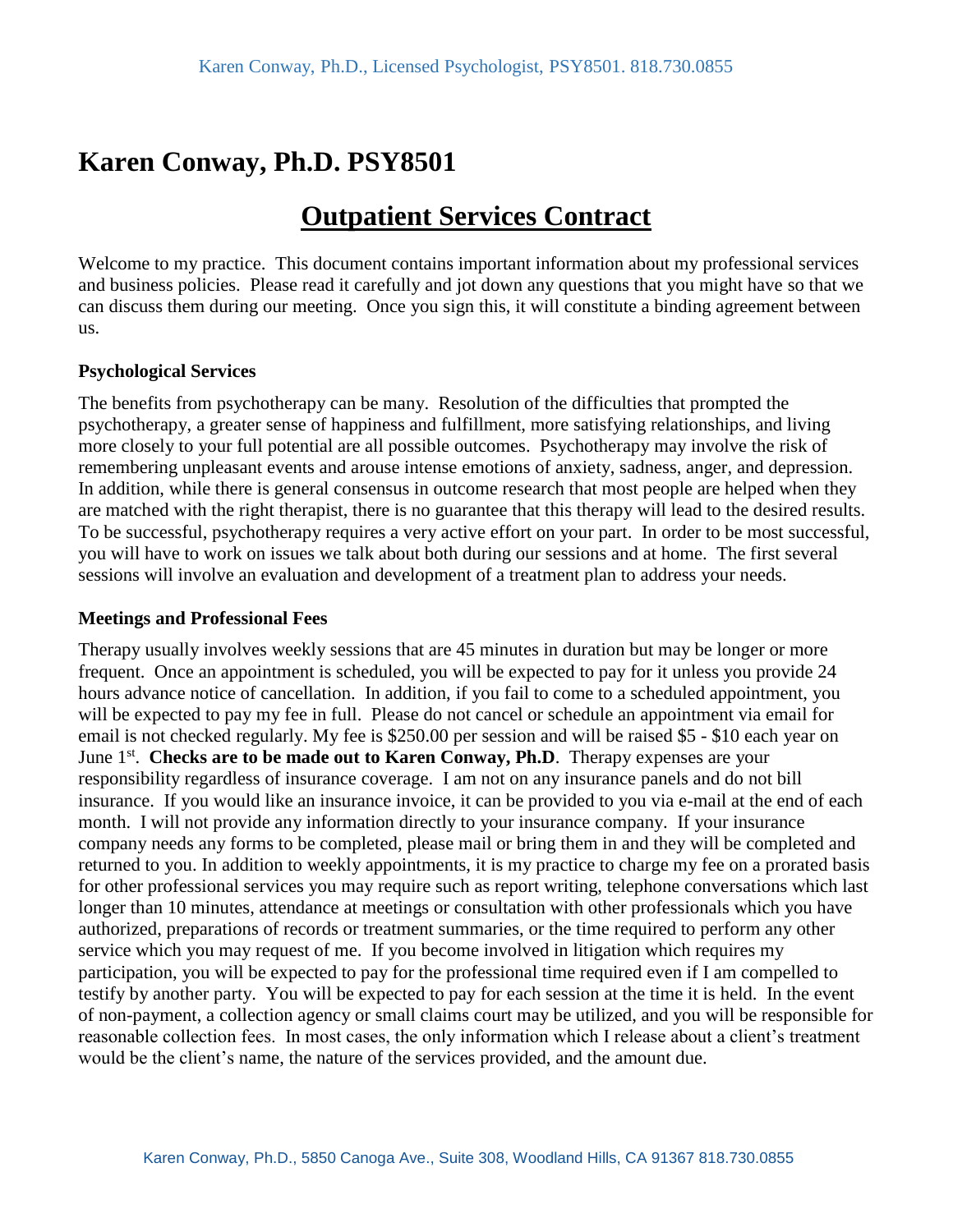# Karen Conway, Ph.D. PSY8501

## Outpatient Services Contract

Welcome to my practice. This document contains important information about my professional services and business policies. Please read it carefully and jot down any questions that you might have so that we can discuss them during our meeting. Once you sign this, it will constitute a binding agreement between us.

### Psychological Services

The benefits from psychotherapy can be many. Resolution of the difficulties that prompted the psychotherapy, a greater sense of happiness and fulfillment, more satisfying relationships, and living more closely to your full potential are all possible outcomes. Psychotherapy may involve the risk of remembering unpleasant events and arouse intense emotions of anxiety, sadness, anger, and depression. In addition, while there is general consensus in outcome research that most people are helped when they are matched with the right therapist, there is no guarantee that this therapy will lead to the desired results. To be successful, psychotherapy requires a very active effort on your part. In order to be most successful, you will have to work on issues we talk about both during our sessions and at home. The first several sessions will involve an evaluation and development of a treatment plan to address your needs.

### Meetings and Professional Fees

Therapy usually involves weekly sessions that are 45 minutes in duration but may be longer or more frequent. Once an appointment is scheduled, you will be expected to pay for it unless you provide 24 hours advance notice of cancellation. In addition, if you fail to come to a scheduled appointment, you will be expected to pay my fee in full. Please do not cancel or schedule an appointment via email for email is not checked regularly. My fee is $250.00 per session and will be raised $5 - $10 each year on June 1st. **Checks are to be made out to Karen Conway, Ph.D**. Therapy expenses are your responsibility regardless of insurance coverage. I am not on any insurance panels and do not bill insurance. If you would like an insurance invoice, it can be provided to you via e-mail at the end of each month. I will not provide any information directly to your insurance company. If your insurance company needs any forms to be completed, please mail or bring them in and they will be completed and returned to you. In addition to weekly appointments, it is my practice to charge my fee on a prorated basis for other professional services you may require such as report writing, telephone conversations which last longer than 10 minutes, attendance at meetings or consultation with other professionals which you have authorized, preparations of records or treatment summaries, or the time required to perform any other service which you may request of me. If you become involved in litigation which requires my participation, you will be expected to pay for the professional time required even if I am compelled to testify by another party. You will be expected to pay for each session at the time it is held. In the event of non-payment, a collection agency or small claims court may be utilized, and you will be responsible for reasonable collection fees. In most cases, the only information which I release about a client's treatment would be the client's name, the nature of the services provided, and the amount due.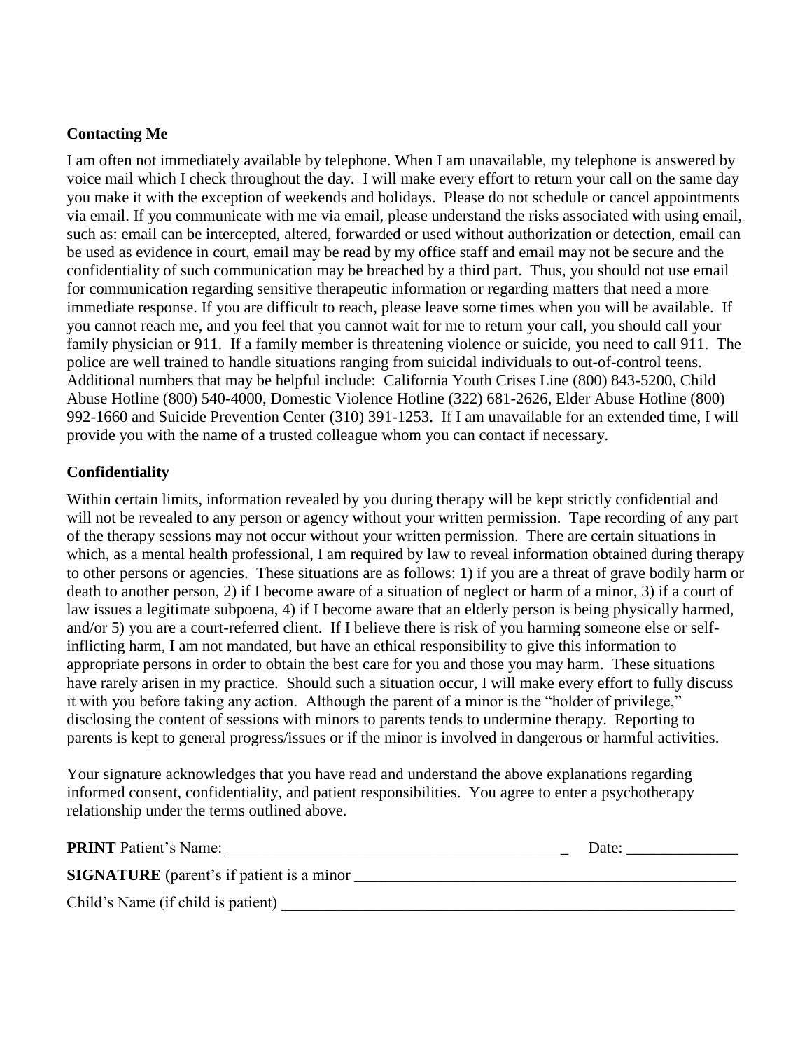**Contacting Me**

I am often not immediately available by telephone. When I am unavailable, my telephone is answered by voice mail which I check throughout the day. I will make every effort to return your call on the same day you make it with the exception of weekends and holidays. Please do not schedule or cancel appointments via email. If you communicate with me via email, please understand the risks associated with using email, such as: email can be intercepted, altered, forwarded or used without authorization or detection, email can be used as evidence in court, email may be read by my office staff and email may not be secure and the confidentiality of such communication may be breached by a third part. Thus, you should not use email for communication regarding sensitive therapeutic information or regarding matters that need a more immediate response. If you are difficult to reach, please leave some times when you will be available. If you cannot reach me, and you feel that you cannot wait for me to return your call, you should call your family physician or 911. If a family member is threatening violence or suicide, you need to call 911. The police are well trained to handle situations ranging from suicidal individuals to out-of-control teens. Additional numbers that may be helpful include: California Youth Crises Line (800) 843-5200, Child Abuse Hotline (800) 540-4000, Domestic Violence Hotline (322) 681-2626, Elder Abuse Hotline (800) 992-1660 and Suicide Prevention Center (310) 391-1253. If I am unavailable for an extended time, I will provide you with the name of a trusted colleague whom you can contact if necessary.

**Confidentiality**

Within certain limits, information revealed by you during therapy will be kept strictly confidential and will not be revealed to any person or agency without your written permission. Tape recording of any part of the therapy sessions may not occur without your written permission. There are certain situations in which, as a mental health professional, I am required by law to reveal information obtained during therapy to other persons or agencies. These situations are as follows: 1) if you are a threat of grave bodily harm or death to another person, 2) if I become aware of a situation of neglect or harm of a minor, 3) if a court of law issues a legitimate subpoena, 4) if I become aware that an elderly person is being physically harmed, and/or 5) you are a court-referred client. If I believe there is risk of you harming someone else or self-inflicting harm, I am not mandated, but have an ethical responsibility to give this information to appropriate persons in order to obtain the best care for you and those you may harm. These situations have rarely arisen in my practice. Should such a situation occur, I will make every effort to fully discuss it with you before taking any action. Although the parent of a minor is the "holder of privilege," disclosing the content of sessions with minors to parents tends to undermine therapy. Reporting to parents is kept to general progress/issues or if the minor is involved in dangerous or harmful activities.

Your signature acknowledges that you have read and understand the above explanations regarding informed consent, confidentiality, and patient responsibilities. You agree to enter a psychotherapy relationship under the terms outlined above.

**PRINT** Patient's Name: ____________________________________________ Date: ______________

**SIGNATURE** (parent's if patient is a minor __________________________________________________

Child's Name (if child is patient) __________________________________________________________